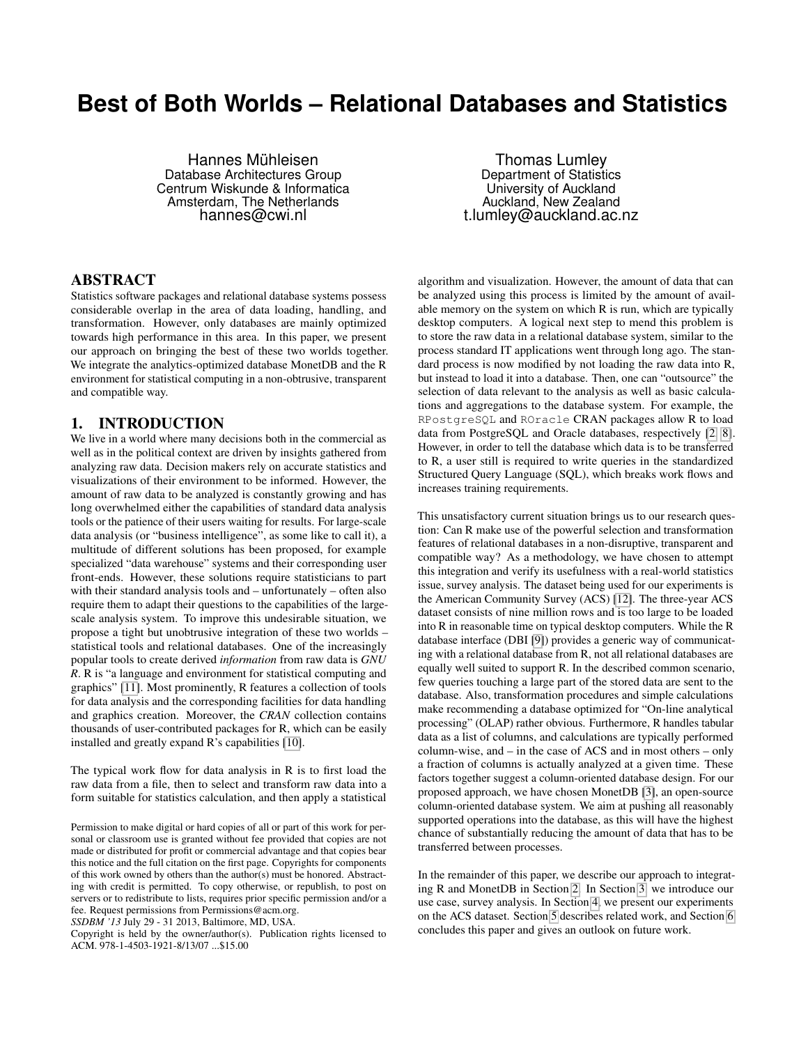# Best of Both Worlds – Relational Databases and Statistics

Hannes Mühleisen
Database Architectures Group
Centrum Wiskunde & Informatica
Amsterdam, The Netherlands
hannes@cwi.nl

Thomas Lumley
Department of Statistics
University of Auckland
Auckland, New Zealand
t.lumley@auckland.ac.nz

## ABSTRACT

Statistics software packages and relational database systems possess considerable overlap in the area of data loading, handling, and transformation. However, only databases are mainly optimized towards high performance in this area. In this paper, we present our approach on bringing the best of these two worlds together. We integrate the analytics-optimized database MonetDB and the R environment for statistical computing in a non-obtrusive, transparent and compatible way.

## 1. INTRODUCTION

We live in a world where many decisions both in the commercial as well as in the political context are driven by insights gathered from analyzing raw data. Decision makers rely on accurate statistics and visualizations of their environment to be informed. However, the amount of raw data to be analyzed is constantly growing and has long overwhelmed either the capabilities of standard data analysis tools or the patience of their users waiting for results. For large-scale data analysis (or "business intelligence", as some like to call it), a multitude of different solutions has been proposed, for example specialized "data warehouse" systems and their corresponding user front-ends. However, these solutions require statisticians to part with their standard analysis tools and – unfortunately – often also require them to adapt their questions to the capabilities of the large-scale analysis system. To improve this undesirable situation, we propose a tight but unobtrusive integration of these two worlds – statistical tools and relational databases. One of the increasingly popular tools to create derived *information* from raw data is *GNU R*. R is "a language and environment for statistical computing and graphics" [11]. Most prominently, R features a collection of tools for data analysis and the corresponding facilities for data handling and graphics creation. Moreover, the *CRAN* collection contains thousands of user-contributed packages for R, which can be easily installed and greatly expand R's capabilities [10].

The typical work flow for data analysis in R is to first load the raw data from a file, then to select and transform raw data into a form suitable for statistics calculation, and then apply a statistical algorithm and visualization. However, the amount of data that can be analyzed using this process is limited by the amount of available memory on the system on which R is run, which are typically desktop computers. A logical next step to mend this problem is to store the raw data in a relational database system, similar to the process standard IT applications went through long ago. The standard process is now modified by not loading the raw data into R, but instead to load it into a database. Then, one can "outsource" the selection of data relevant to the analysis as well as basic calculations and aggregations to the database system. For example, the `RPostgreSQL` and `ROracle` CRAN packages allow R to load data from PostgreSQL and Oracle databases, respectively [2, 8]. However, in order to tell the database which data is to be transferred to R, a user still is required to write queries in the standardized Structured Query Language (SQL), which breaks work flows and increases training requirements.

This unsatisfactory current situation brings us to our research question: Can R make use of the powerful selection and transformation features of relational databases in a non-disruptive, transparent and compatible way? As a methodology, we have chosen to attempt this integration and verify its usefulness with a real-world statistics issue, survey analysis. The dataset being used for our experiments is the American Community Survey (ACS) [12]. The three-year ACS dataset consists of nine million rows and is too large to be loaded into R in reasonable time on typical desktop computers. While the R database interface (DBI [9]) provides a generic way of communicating with a relational database from R, not all relational databases are equally well suited to support R. In the described common scenario, few queries touching a large part of the stored data are sent to the database. Also, transformation procedures and simple calculations make recommending a database optimized for "On-line analytical processing" (OLAP) rather obvious. Furthermore, R handles tabular data as a list of columns, and calculations are typically performed column-wise, and – in the case of ACS and in most others – only a fraction of columns is actually analyzed at a given time. These factors together suggest a column-oriented database design. For our proposed approach, we have chosen MonetDB [3], an open-source column-oriented database system. We aim at pushing all reasonably supported operations into the database, as this will have the highest chance of substantially reducing the amount of data that has to be transferred between processes.

In the remainder of this paper, we describe our approach to integrating R and MonetDB in Section 2. In Section 3, we introduce our use case, survey analysis. In Section 4, we present our experiments on the ACS dataset. Section 5 describes related work, and Section 6 concludes this paper and gives an outlook on future work.

Permission to make digital or hard copies of all or part of this work for personal or classroom use is granted without fee provided that copies are not made or distributed for profit or commercial advantage and that copies bear this notice and the full citation on the first page. Copyrights for components of this work owned by others than the author(s) must be honored. Abstracting with credit is permitted. To copy otherwise, or republish, to post on servers or to redistribute to lists, requires prior specific permission and/or a fee. Request permissions from Permissions@acm.org.
*SSDBM '13* July 29 - 31 2013, Baltimore, MD, USA.
Copyright is held by the owner/author(s). Publication rights licensed to ACM. 978-1-4503-1921-8/13/07 ...$15.00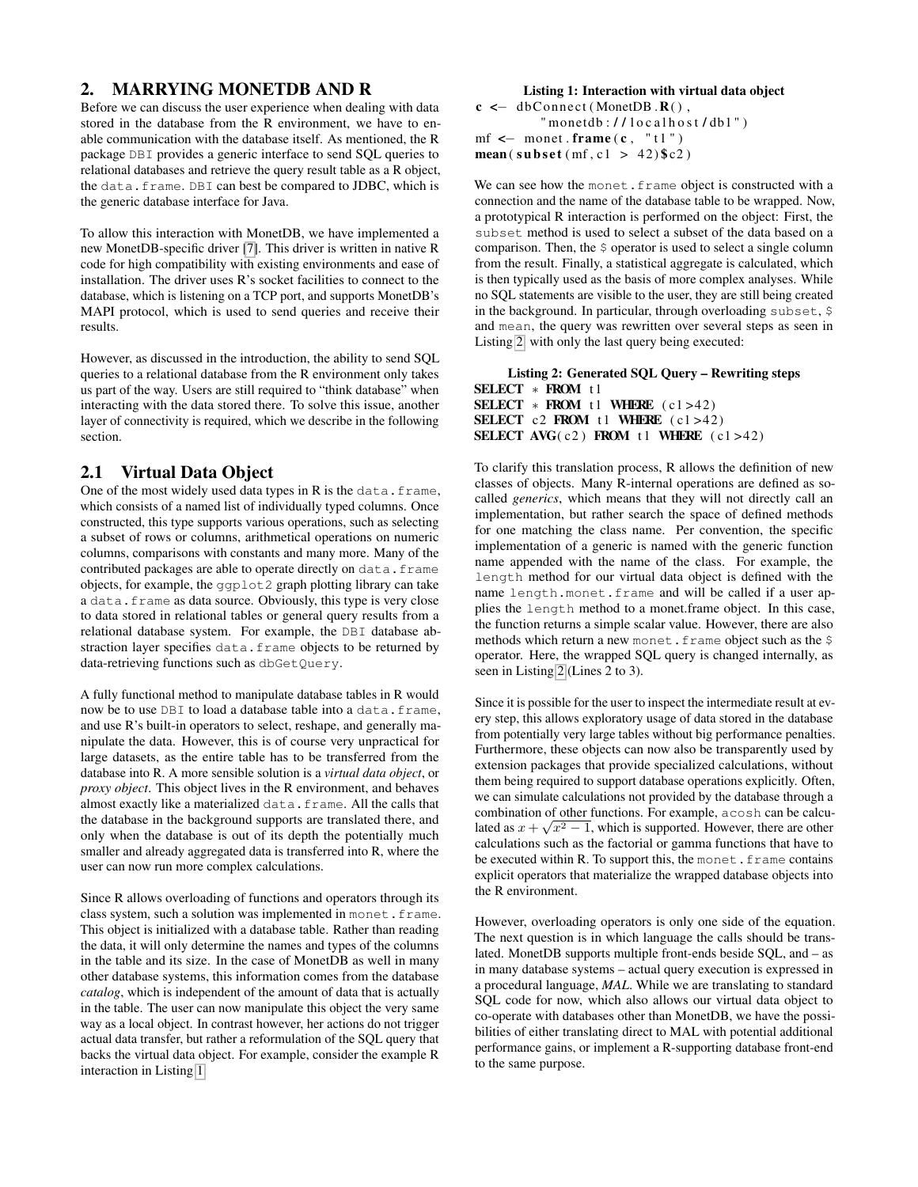## 2. MARRYING MONETDB AND R

Before we can discuss the user experience when dealing with data stored in the database from the R environment, we have to enable communication with the database itself. As mentioned, the R package DBI provides a generic interface to send SQL queries to relational databases and retrieve the query result table as a R object, the data.frame. DBI can best be compared to JDBC, which is the generic database interface for Java.

To allow this interaction with MonetDB, we have implemented a new MonetDB-specific driver [7]. This driver is written in native R code for high compatibility with existing environments and ease of installation. The driver uses R's socket facilities to connect to the database, which is listening on a TCP port, and supports MonetDB's MAPI protocol, which is used to send queries and receive their results.

However, as discussed in the introduction, the ability to send SQL queries to a relational database from the R environment only takes us part of the way. Users are still required to "think database" when interacting with the data stored there. To solve this issue, another layer of connectivity is required, which we describe in the following section.

### 2.1 Virtual Data Object

One of the most widely used data types in R is the data.frame, which consists of a named list of individually typed columns. Once constructed, this type supports various operations, such as selecting a subset of rows or columns, arithmetical operations on numeric columns, comparisons with constants and many more. Many of the contributed packages are able to operate directly on data.frame objects, for example, the ggplot2 graph plotting library can take a data.frame as data source. Obviously, this type is very close to data stored in relational tables or general query results from a relational database system. For example, the DBI database abstraction layer specifies data.frame objects to be returned by data-retrieving functions such as dbGetQuery.

A fully functional method to manipulate database tables in R would now be to use DBI to load a database table into a data.frame, and use R's built-in operators to select, reshape, and generally manipulate the data. However, this is of course very unpractical for large datasets, as the entire table has to be transferred from the database into R. A more sensible solution is a *virtual data object*, or *proxy object*. This object lives in the R environment, and behaves almost exactly like a materialized data.frame. All the calls that the database in the background supports are translated there, and only when the database is out of its depth the potentially much smaller and already aggregated data is transferred into R, where the user can now run more complex calculations.

Since R allows overloading of functions and operators through its class system, such a solution was implemented in monet.frame. This object is initialized with a database table. Rather than reading the data, it will only determine the names and types of the columns in the table and its size. In the case of MonetDB as well in many other database systems, this information comes from the database *catalog*, which is independent of the amount of data that is actually in the table. The user can now manipulate this object the very same way as a local object. In contrast however, her actions do not trigger actual data transfer, but rather a reformulation of the SQL query that backs the virtual data object. For example, consider the example R interaction in Listing 1.

**Listing 1: Interaction with virtual data object**

```
c <- dbConnect(MonetDB.R(),
       "monetdb://localhost/db1")
mf <- monet.frame(c, "t1")
mean(subset(mf,c1 > 42)$c2)
```

We can see how the monet.frame object is constructed with a connection and the name of the database table to be wrapped. Now, a prototypical R interaction is performed on the object: First, the subset method is used to select a subset of the data based on a comparison. Then, the $ operator is used to select a single column from the result. Finally, a statistical aggregate is calculated, which is then typically used as the basis of more complex analyses. While no SQL statements are visible to the user, they are still being created in the background. In particular, through overloading subset, $ and mean, the query was rewritten over several steps as seen in Listing 2 with only the last query being executed:

**Listing 2: Generated SQL Query – Rewriting steps**

```
SELECT * FROM t1
SELECT * FROM t1 WHERE (c1>42)
SELECT c2 FROM t1 WHERE (c1>42)
SELECT AVG(c2) FROM t1 WHERE (c1>42)
```

To clarify this translation process, R allows the definition of new classes of objects. Many R-internal operations are defined as so-called *generics*, which means that they will not directly call an implementation, but rather search the space of defined methods for one matching the class name. Per convention, the specific implementation of a generic is named with the generic function name appended with the name of the class. For example, the length method for our virtual data object is defined with the name length.monet.frame and will be called if a user applies the length method to a monet.frame object. In this case, the function returns a simple scalar value. However, there are also methods which return a new monet.frame object such as the $ operator. Here, the wrapped SQL query is changed internally, as seen in Listing 2 (Lines 2 to 3).

Since it is possible for the user to inspect the intermediate result at every step, this allows exploratory usage of data stored in the database from potentially very large tables without big performance penalties. Furthermore, these objects can now also be transparently used by extension packages that provide specialized calculations, without them being required to support database operations explicitly. Often, we can simulate calculations not provided by the database through a combination of other functions. For example, acosh can be calculated as $x + \sqrt{x^2 - 1}$, which is supported. However, there are other calculations such as the factorial or gamma functions that have to be executed within R. To support this, the monet.frame contains explicit operators that materialize the wrapped database objects into the R environment.

However, overloading operators is only one side of the equation. The next question is in which language the calls should be translated. MonetDB supports multiple front-ends beside SQL, and – as in many database systems – actual query execution is expressed in a procedural language, *MAL*. While we are translating to standard SQL code for now, which also allows our virtual data object to co-operate with databases other than MonetDB, we have the possibilities of either translating direct to MAL with potential additional performance gains, or implement a R-supporting database front-end to the same purpose.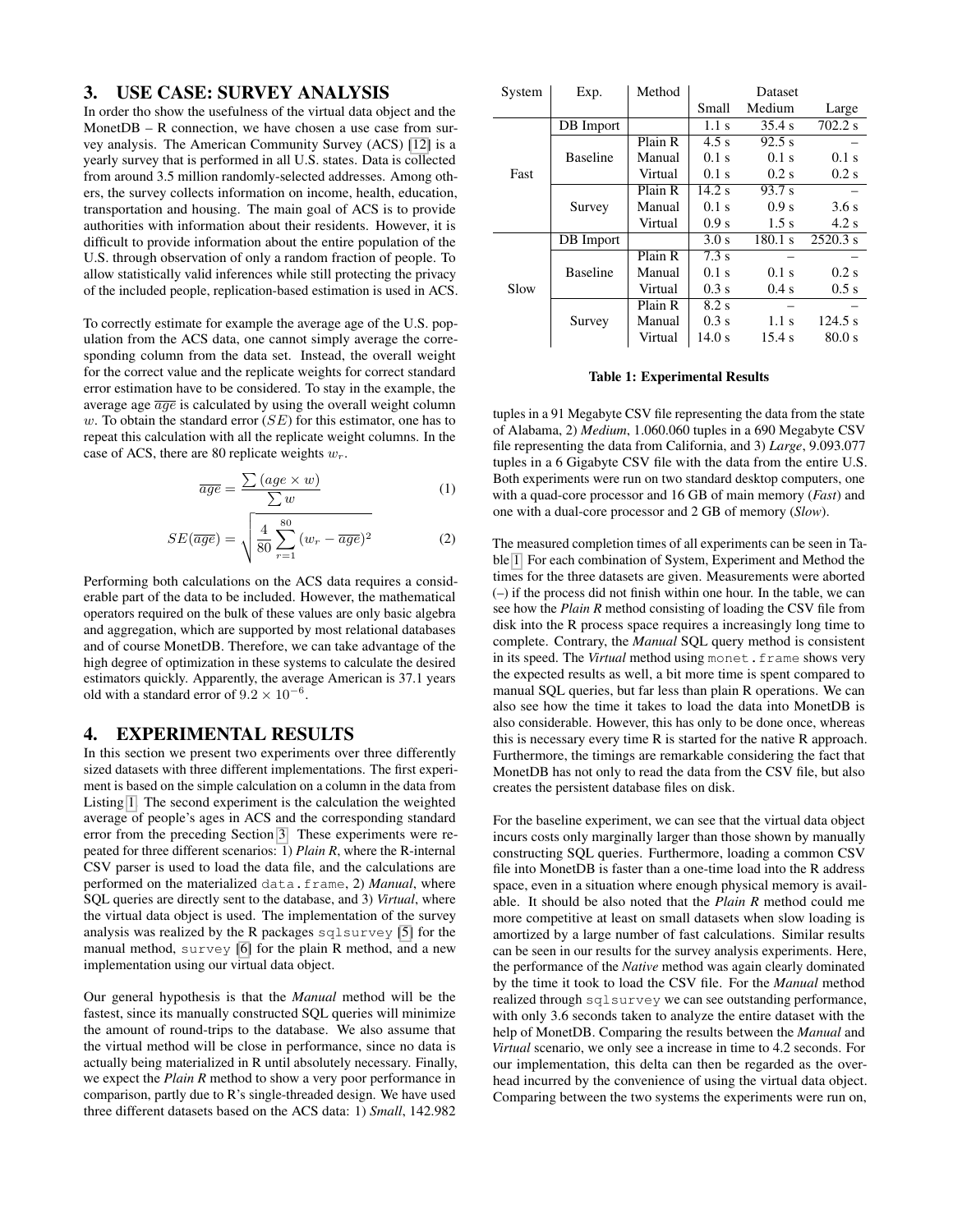## 3. USE CASE: SURVEY ANALYSIS

In order tho show the usefulness of the virtual data object and the MonetDB – R connection, we have chosen a use case from survey analysis. The American Community Survey (ACS) [12] is a yearly survey that is performed in all U.S. states. Data is collected from around 3.5 million randomly-selected addresses. Among others, the survey collects information on income, health, education, transportation and housing. The main goal of ACS is to provide authorities with information about their residents. However, it is difficult to provide information about the entire population of the U.S. through observation of only a random fraction of people. To allow statistically valid inferences while still protecting the privacy of the included people, replication-based estimation is used in ACS.

To correctly estimate for example the average age of the U.S. population from the ACS data, one cannot simply average the corresponding column from the data set. Instead, the overall weight for the correct value and the replicate weights for correct standard error estimation have to be considered. To stay in the example, the average age $\overline{age}$ is calculated by using the overall weight column $w$. To obtain the standard error ($SE$) for this estimator, one has to repeat this calculation with all the replicate weight columns. In the case of ACS, there are 80 replicate weights $w_r$.

$$\overline{age} = \frac{\sum(age \times w)}{\sum w} \tag{1}$$

$$SE(\overline{age}) = \sqrt{\frac{4}{80}\sum_{r=1}^{80}(w_r - \overline{age})^2} \tag{2}$$

Performing both calculations on the ACS data requires a considerable part of the data to be included. However, the mathematical operators required on the bulk of these values are only basic algebra and aggregation, which are supported by most relational databases and of course MonetDB. Therefore, we can take advantage of the high degree of optimization in these systems to calculate the desired estimators quickly. Apparently, the average American is 37.1 years old with a standard error of $9.2 \times 10^{-6}$.

## 4. EXPERIMENTAL RESULTS

In this section we present two experiments over three differently sized datasets with three different implementations. The first experiment is based on the simple calculation on a column in the data from Listing 1. The second experiment is the calculation the weighted average of people's ages in ACS and the corresponding standard error from the preceding Section 3. These experiments were repeated for three different scenarios: 1) *Plain R*, where the R-internal CSV parser is used to load the data file, and the calculations are performed on the materialized `data.frame`, 2) *Manual*, where SQL queries are directly sent to the database, and 3) *Virtual*, where the virtual data object is used. The implementation of the survey analysis was realized by the R packages `sqlsurvey` [5] for the manual method, `survey` [6] for the plain R method, and a new implementation using our virtual data object.

Our general hypothesis is that the *Manual* method will be the fastest, since its manually constructed SQL queries will minimize the amount of round-trips to the database. We also assume that the virtual method will be close in performance, since no data is actually being materialized in R until absolutely necessary. Finally, we expect the *Plain R* method to show a very poor performance in comparison, partly due to R's single-threaded design. We have used three different datasets based on the ACS data: 1) *Small*, 142.982 tuples in a 91 Megabyte CSV file representing the data from the state of Alabama, 2) *Medium*, 1.060.060 tuples in a 690 Megabyte CSV file representing the data from California, and 3) *Large*, 9.093.077 tuples in a 6 Gigabyte CSV file with the data from the entire U.S. Both experiments were run on two standard desktop computers, one with a quad-core processor and 16 GB of main memory (*Fast*) and one with a dual-core processor and 2 GB of memory (*Slow*).

| System | Exp. | Method | Dataset | | |
|---|---|---|---|---|---|
| | | | Small | Medium | Large |
| Fast | DB Import | | 1.1 s | 35.4 s | 702.2 s |
| | Baseline | Plain R | 4.5 s | 92.5 s | – |
| | | Manual | 0.1 s | 0.1 s | 0.1 s |
| | | Virtual | 0.1 s | 0.2 s | 0.2 s |
| | Survey | Plain R | 14.2 s | 93.7 s | – |
| | | Manual | 0.1 s | 0.9 s | 3.6 s |
| | | Virtual | 0.9 s | 1.5 s | 4.2 s |
| Slow | DB Import | | 3.0 s | 180.1 s | 2520.3 s |
| | Baseline | Plain R | 7.3 s | – | – |
| | | Manual | 0.1 s | 0.1 s | 0.2 s |
| | | Virtual | 0.3 s | 0.4 s | 0.5 s |
| | Survey | Plain R | 8.2 s | – | – |
| | | Manual | 0.3 s | 1.1 s | 124.5 s |
| | | Virtual | 14.0 s | 15.4 s | 80.0 s |

**Table 1: Experimental Results**

The measured completion times of all experiments can be seen in Table 1. For each combination of System, Experiment and Method the times for the three datasets are given. Measurements were aborted (–) if the process did not finish within one hour. In the table, we can see how the *Plain R* method consisting of loading the CSV file from disk into the R process space requires a increasingly long time to complete. Contrary, the *Manual* SQL query method is consistent in its speed. The *Virtual* method using `monet.frame` shows very the expected results as well, a bit more time is spent compared to manual SQL queries, but far less than plain R operations. We can also see how the time it takes to load the data into MonetDB is also considerable. However, this has only to be done once, whereas this is necessary every time R is started for the native R approach. Furthermore, the timings are remarkable considering the fact that MonetDB has not only to read the data from the CSV file, but also creates the persistent database files on disk.

For the baseline experiment, we can see that the virtual data object incurs costs only marginally larger than those shown by manually constructing SQL queries. Furthermore, loading a common CSV file into MonetDB is faster than a one-time load into the R address space, even in a situation where enough physical memory is available. It should be also noted that the *Plain R* method could me more competitive at least on small datasets when slow loading is amortized by a large number of fast calculations. Similar results can be seen in our results for the survey analysis experiments. Here, the performance of the *Native* method was again clearly dominated by the time it took to load the CSV file. For the *Manual* method realized through `sqlsurvey` we can see outstanding performance, with only 3.6 seconds taken to analyze the entire dataset with the help of MonetDB. Comparing the results between the *Manual* and *Virtual* scenario, we only see a increase in time to 4.2 seconds. For our implementation, this delta can then be regarded as the overhead incurred by the convenience of using the virtual data object. Comparing between the two systems the experiments were run on,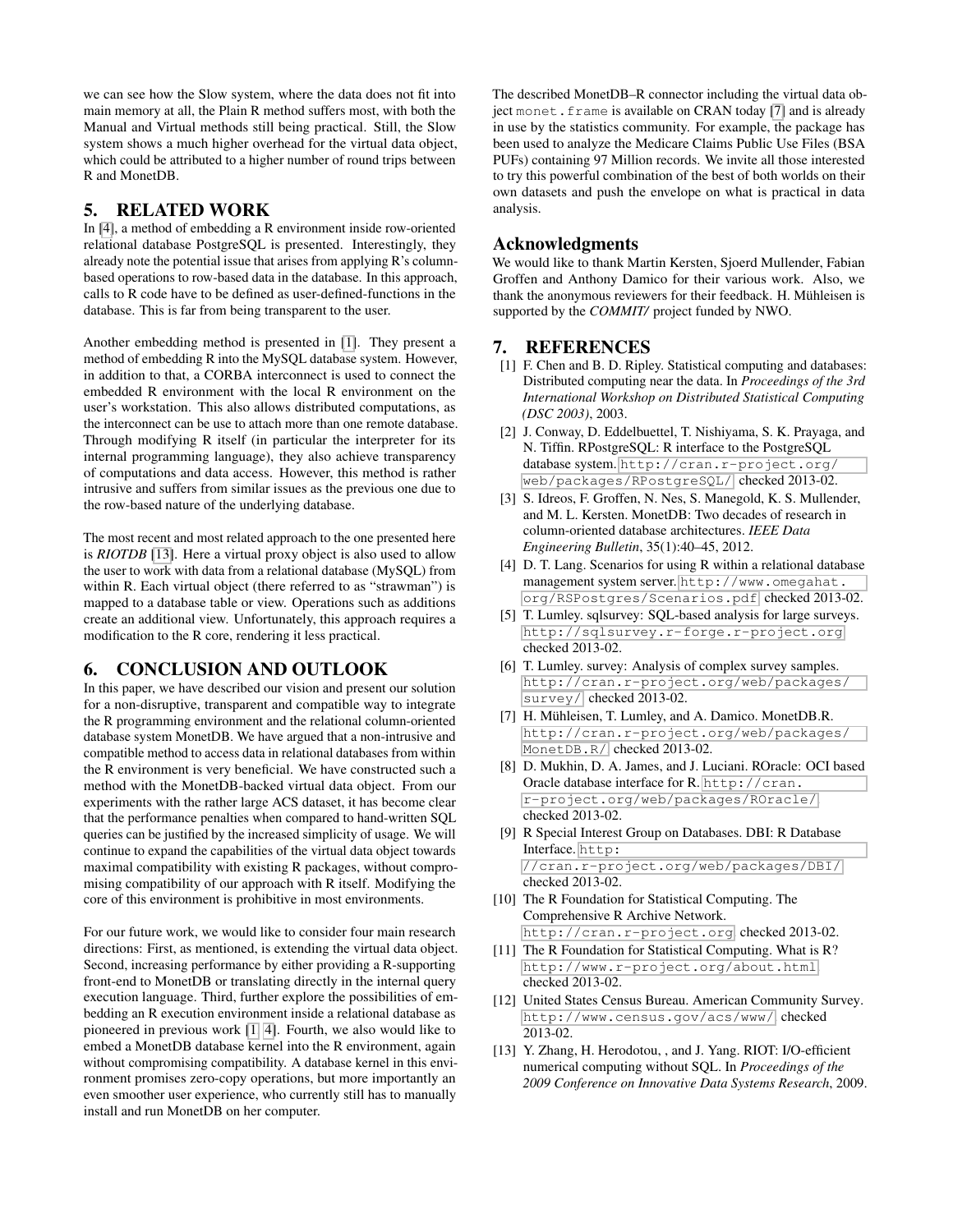we can see how the Slow system, where the data does not fit into main memory at all, the Plain R method suffers most, with both the Manual and Virtual methods still being practical. Still, the Slow system shows a much higher overhead for the virtual data object, which could be attributed to a higher number of round trips between R and MonetDB.

## 5. RELATED WORK

In [4], a method of embedding a R environment inside row-oriented relational database PostgreSQL is presented. Interestingly, they already note the potential issue that arises from applying R's column-based operations to row-based data in the database. In this approach, calls to R code have to be defined as user-defined-functions in the database. This is far from being transparent to the user.

Another embedding method is presented in [1]. They present a method of embedding R into the MySQL database system. However, in addition to that, a CORBA interconnect is used to connect the embedded R environment with the local R environment on the user's workstation. This also allows distributed computations, as the interconnect can be use to attach more than one remote database. Through modifying R itself (in particular the interpreter for its internal programming language), they also achieve transparency of computations and data access. However, this method is rather intrusive and suffers from similar issues as the previous one due to the row-based nature of the underlying database.

The most recent and most related approach to the one presented here is *RIOTDB* [13]. Here a virtual proxy object is also used to allow the user to work with data from a relational database (MySQL) from within R. Each virtual object (there referred to as "strawman") is mapped to a database table or view. Operations such as additions create an additional view. Unfortunately, this approach requires a modification to the R core, rendering it less practical.

## 6. CONCLUSION AND OUTLOOK

In this paper, we have described our vision and present our solution for a non-disruptive, transparent and compatible way to integrate the R programming environment and the relational column-oriented database system MonetDB. We have argued that a non-intrusive and compatible method to access data in relational databases from within the R environment is very beneficial. We have constructed such a method with the MonetDB-backed virtual data object. From our experiments with the rather large ACS dataset, it has become clear that the performance penalties when compared to hand-written SQL queries can be justified by the increased simplicity of usage. We will continue to expand the capabilities of the virtual data object towards maximal compatibility with existing R packages, without compromising compatibility of our approach with R itself. Modifying the core of this environment is prohibitive in most environments.

For our future work, we would like to consider four main research directions: First, as mentioned, is extending the virtual data object. Second, increasing performance by either providing a R-supporting front-end to MonetDB or translating directly in the internal query execution language. Third, further explore the possibilities of embedding an R execution environment inside a relational database as pioneered in previous work [1, 4]. Fourth, we also would like to embed a MonetDB database kernel into the R environment, again without compromising compatibility. A database kernel in this environment promises zero-copy operations, but more importantly an even smoother user experience, who currently still has to manually install and run MonetDB on her computer.

The described MonetDB–R connector including the virtual data object `monet.frame` is available on CRAN today [7] and is already in use by the statistics community. For example, the package has been used to analyze the Medicare Claims Public Use Files (BSA PUFs) containing 97 Million records. We invite all those interested to try this powerful combination of the best of both worlds on their own datasets and push the envelope on what is practical in data analysis.

## Acknowledgments

We would like to thank Martin Kersten, Sjoerd Mullender, Fabian Groffen and Anthony Damico for their various work. Also, we thank the anonymous reviewers for their feedback. H. Mühleisen is supported by the *COMMIT/* project funded by NWO.

## 7. REFERENCES

[1] F. Chen and B. D. Ripley. Statistical computing and databases: Distributed computing near the data. In *Proceedings of the 3rd International Workshop on Distributed Statistical Computing (DSC 2003)*, 2003.

[2] J. Conway, D. Eddelbuettel, T. Nishiyama, S. K. Prayaga, and N. Tiffin. RPostgreSQL: R interface to the PostgreSQL database system. http://cran.r-project.org/web/packages/RPostgreSQL/ checked 2013-02.

[3] S. Idreos, F. Groffen, N. Nes, S. Manegold, K. S. Mullender, and M. L. Kersten. MonetDB: Two decades of research in column-oriented database architectures. *IEEE Data Engineering Bulletin*, 35(1):40–45, 2012.

[4] D. T. Lang. Scenarios for using R within a relational database management system server. http://www.omegahat.org/RSPostgres/Scenarios.pdf checked 2013-02.

[5] T. Lumley. sqlsurvey: SQL-based analysis for large surveys. http://sqlsurvey.r-forge.r-project.org checked 2013-02.

[6] T. Lumley. survey: Analysis of complex survey samples. http://cran.r-project.org/web/packages/survey/ checked 2013-02.

[7] H. Mühleisen, T. Lumley, and A. Damico. MonetDB.R. http://cran.r-project.org/web/packages/MonetDB.R/ checked 2013-02.

[8] D. Mukhin, D. A. James, and J. Luciani. ROracle: OCI based Oracle database interface for R. http://cran.r-project.org/web/packages/ROracle/ checked 2013-02.

[9] R Special Interest Group on Databases. DBI: R Database Interface. http://cran.r-project.org/web/packages/DBI/ checked 2013-02.

[10] The R Foundation for Statistical Computing. The Comprehensive R Archive Network. http://cran.r-project.org checked 2013-02.

[11] The R Foundation for Statistical Computing. What is R? http://www.r-project.org/about.html checked 2013-02.

[12] United States Census Bureau. American Community Survey. http://www.census.gov/acs/www/ checked 2013-02.

[13] Y. Zhang, H. Herodotou, , and J. Yang. RIOT: I/O-efficient numerical computing without SQL. In *Proceedings of the 2009 Conference on Innovative Data Systems Research*, 2009.